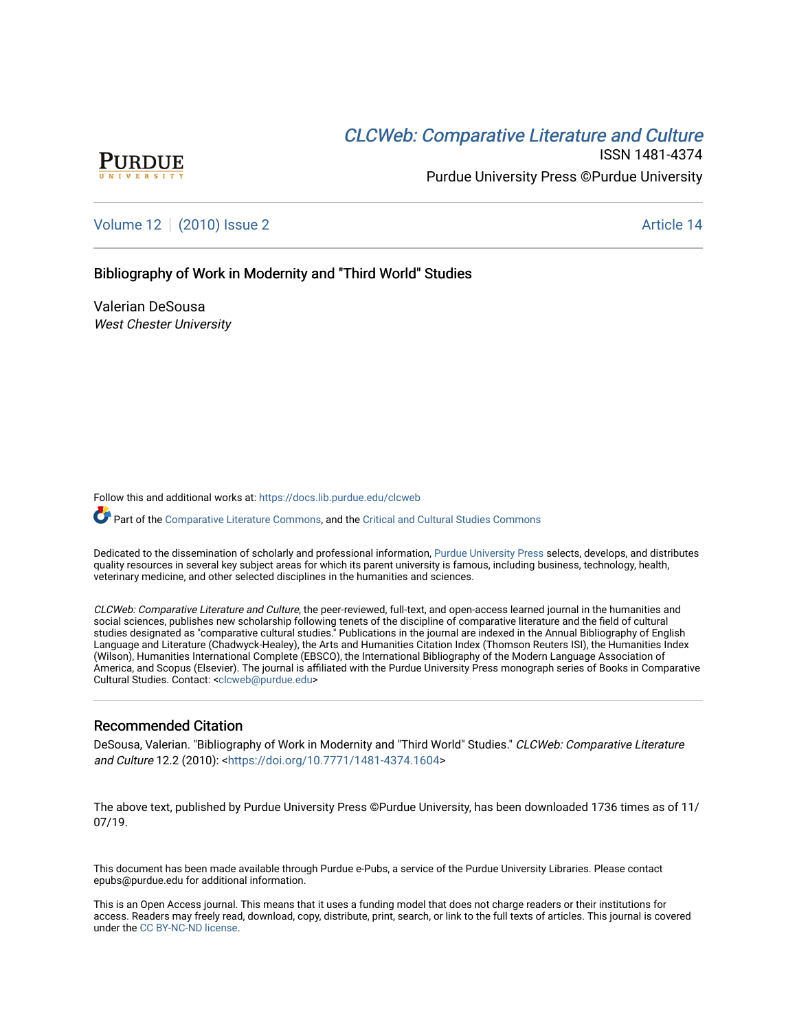[CLCWeb: Comparative Literature and Culture](https://docs.lib.purdue.edu/clcweb)

ISSN 1481-4374

Purdue University Press ©Purdue University

Volume 12 | (2010) Issue 2 | Article 14

# Bibliography of Work in Modernity and "Third World" Studies

Valerian DeSousa

*West Chester University*

Follow this and additional works at: https://docs.lib.purdue.edu/clcweb

Part of the Comparative Literature Commons, and the Critical and Cultural Studies Commons

Dedicated to the dissemination of scholarly and professional information, Purdue University Press selects, develops, and distributes quality resources in several key subject areas for which its parent university is famous, including business, technology, health, veterinary medicine, and other selected disciplines in the humanities and sciences.

*CLCWeb: Comparative Literature and Culture*, the peer-reviewed, full-text, and open-access learned journal in the humanities and social sciences, publishes new scholarship following tenets of the discipline of comparative literature and the field of cultural studies designated as "comparative cultural studies." Publications in the journal are indexed in the Annual Bibliography of English Language and Literature (Chadwyck-Healey), the Arts and Humanities Citation Index (Thomson Reuters ISI), the Humanities Index (Wilson), Humanities International Complete (EBSCO), the International Bibliography of the Modern Language Association of America, and Scopus (Elsevier). The journal is affiliated with the Purdue University Press monograph series of Books in Comparative Cultural Studies. Contact: <clcweb@purdue.edu>

## Recommended Citation

DeSousa, Valerian. "Bibliography of Work in Modernity and "Third World" Studies." *CLCWeb: Comparative Literature and Culture* 12.2 (2010): <https://doi.org/10.7771/1481-4374.1604>

The above text, published by Purdue University Press ©Purdue University, has been downloaded 1736 times as of 11/07/19.

This document has been made available through Purdue e-Pubs, a service of the Purdue University Libraries. Please contact epubs@purdue.edu for additional information.

This is an Open Access journal. This means that it uses a funding model that does not charge readers or their institutions for access. Readers may freely read, download, copy, distribute, print, search, or link to the full texts of articles. This journal is covered under the CC BY-NC-ND license.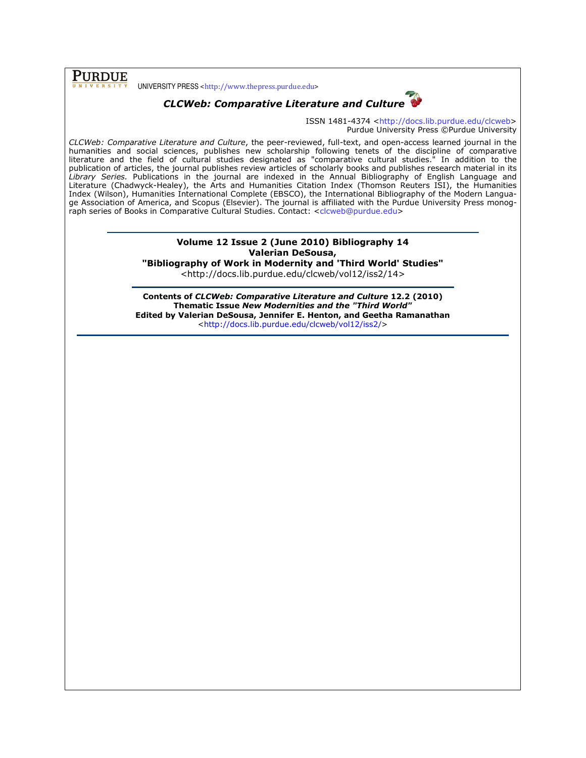UNIVERSITY PRESS <http://www.thepress.purdue.edu>

# *CLCWeb: Comparative Literature and Culture*

ISSN 1481-4374 <http://docs.lib.purdue.edu/clcweb>
Purdue University Press ©Purdue University

*CLCWeb: Comparative Literature and Culture*, the peer-reviewed, full-text, and open-access learned journal in the humanities and social sciences, publishes new scholarship following tenets of the discipline of comparative literature and the field of cultural studies designated as "comparative cultural studies." In addition to the publication of articles, the journal publishes review articles of scholarly books and publishes research material in its *Library Series.* Publications in the journal are indexed in the Annual Bibliography of English Language and Literature (Chadwyck-Healey), the Arts and Humanities Citation Index (Thomson Reuters ISI), the Humanities Index (Wilson), Humanities International Complete (EBSCO), the International Bibliography of the Modern Language Association of America, and Scopus (Elsevier). The journal is affiliated with the Purdue University Press monograph series of Books in Comparative Cultural Studies. Contact: <clcweb@purdue.edu>

---

**Volume 12 Issue 2 (June 2010) Bibliography 14**
**Valerian DeSousa,**
**"Bibliography of Work in Modernity and 'Third World' Studies"**
<http://docs.lib.purdue.edu/clcweb/vol12/iss2/14>

---

**Contents of *CLCWeb: Comparative Literature and Culture* 12.2 (2010)**
**Thematic Issue *New Modernities and the "Third World"***
**Edited by Valerian DeSousa, Jennifer E. Henton, and Geetha Ramanathan**
<http://docs.lib.purdue.edu/clcweb/vol12/iss2/>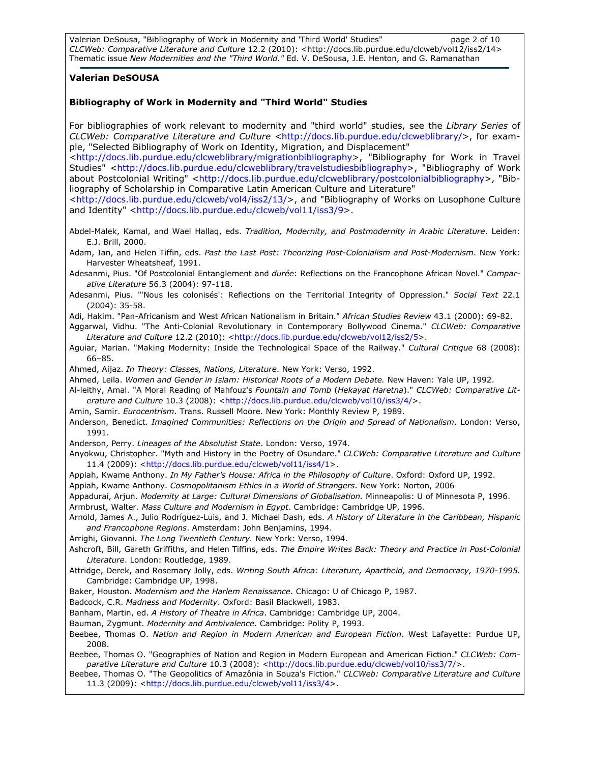**Valerian DeSOUSA**

**Bibliography of Work in Modernity and "Third World" Studies**

For bibliographies of work relevant to modernity and "third world" studies, see the *Library Series* of *CLCWeb: Comparative Literature and Culture* <http://docs.lib.purdue.edu/clcweblibrary/>, for example, "Selected Bibliography of Work on Identity, Migration, and Displacement" <http://docs.lib.purdue.edu/clcweblibrary/migrationbibliography>, "Bibliography for Work in Travel Studies" <http://docs.lib.purdue.edu/clcweblibrary/travelstudiesbibliography>, "Bibliography of Work about Postcolonial Writing" <http://docs.lib.purdue.edu/clcweblibrary/postcolonialbibliography>, "Bibliography of Scholarship in Comparative Latin American Culture and Literature" <http://docs.lib.purdue.edu/clcweb/vol4/iss2/13/>, and "Bibliography of Works on Lusophone Culture and Identity" <http://docs.lib.purdue.edu/clcweb/vol11/iss3/9>.

Abdel-Malek, Kamal, and Wael Hallaq, eds. *Tradition, Modernity, and Postmodernity in Arabic Literature*. Leiden: E.J. Brill, 2000.

Adam, Ian, and Helen Tiffin, eds. *Past the Last Post: Theorizing Post-Colonialism and Post-Modernism*. New York: Harvester Wheatsheaf, 1991.

Adesanmi, Pius. "Of Postcolonial Entanglement and *durée*: Reflections on the Francophone African Novel." *Comparative Literature* 56.3 (2004): 97-118.

Adesanmi, Pius. "'Nous les colonisés': Reflections on the Territorial Integrity of Oppression." *Social Text* 22.1 (2004): 35-58.

Adi, Hakim. "Pan-Africanism and West African Nationalism in Britain." *African Studies Review* 43.1 (2000): 69-82.

Aggarwal, Vidhu. "The Anti-Colonial Revolutionary in Contemporary Bollywood Cinema." *CLCWeb: Comparative Literature and Culture* 12.2 (2010): <http://docs.lib.purdue.edu/clcweb/vol12/iss2/5>.

Aguiar, Marian. "Making Modernity: Inside the Technological Space of the Railway." *Cultural Critique* 68 (2008): 66–85.

Ahmed, Aijaz. *In Theory: Classes, Nations, Literature*. New York: Verso, 1992.

Ahmed, Leila. *Women and Gender in Islam: Historical Roots of a Modern Debate.* New Haven: Yale UP, 1992.

Al-leithy, Amal. "A Moral Reading of Mahfouz's *Fountain and Tomb* (*Hekayat Haretna*)." *CLCWeb: Comparative Literature and Culture* 10.3 (2008): <http://docs.lib.purdue.edu/clcweb/vol10/iss3/4/>.

Amin, Samir. *Eurocentrism*. Trans. Russell Moore. New York: Monthly Review P, 1989.

Anderson, Benedict. *Imagined Communities: Reflections on the Origin and Spread of Nationalism*. London: Verso, 1991.

Anderson, Perry. *Lineages of the Absolutist State*. London: Verso, 1974.

Anyokwu, Christopher. "Myth and History in the Poetry of Osundare." *CLCWeb: Comparative Literature and Culture* 11.4 (2009): <http://docs.lib.purdue.edu/clcweb/vol11/iss4/1>.

Appiah, Kwame Anthony. *In My Father's House: Africa in the Philosophy of Culture*. Oxford: Oxford UP, 1992.

Appiah, Kwame Anthony. *Cosmopolitanism Ethics in a World of Strangers*. New York: Norton, 2006

Appadurai, Arjun. *Modernity at Large: Cultural Dimensions of Globalisation.* Minneapolis: U of Minnesota P, 1996.

Armbrust, Walter. *Mass Culture and Modernism in Egypt*. Cambridge: Cambridge UP, 1996.

Arnold, James A., Julio Rodríguez-Luis, and J. Michael Dash, eds. *A History of Literature in the Caribbean, Hispanic and Francophone Regions*. Amsterdam: John Benjamins, 1994.

Arrighi, Giovanni. *The Long Twentieth Century.* New York: Verso, 1994.

Ashcroft, Bill, Gareth Griffiths, and Helen Tiffins, eds. *The Empire Writes Back: Theory and Practice in Post-Colonial Literature*. London: Routledge, 1989.

Attridge, Derek, and Rosemary Jolly, eds. *Writing South Africa: Literature, Apartheid, and Democracy, 1970-1995.* Cambridge: Cambridge UP, 1998.

Baker, Houston. *Modernism and the Harlem Renaissance*. Chicago: U of Chicago P, 1987.

Badcock, C.R. *Madness and Modernity*. Oxford: Basil Blackwell, 1983.

Banham, Martin, ed. *A History of Theatre in Africa*. Cambridge: Cambridge UP, 2004.

Bauman, Zygmunt. *Modernity and Ambivalence.* Cambridge: Polity P, 1993.

Beebee, Thomas O. *Nation and Region in Modern American and European Fiction*. West Lafayette: Purdue UP, 2008.

Beebee, Thomas O. "Geographies of Nation and Region in Modern European and American Fiction." *CLCWeb: Comparative Literature and Culture* 10.3 (2008): <http://docs.lib.purdue.edu/clcweb/vol10/iss3/7/>.

Beebee, Thomas O. "The Geopolitics of Amazônia in Souza's Fiction." *CLCWeb: Comparative Literature and Culture* 11.3 (2009): <http://docs.lib.purdue.edu/clcweb/vol11/iss3/4>.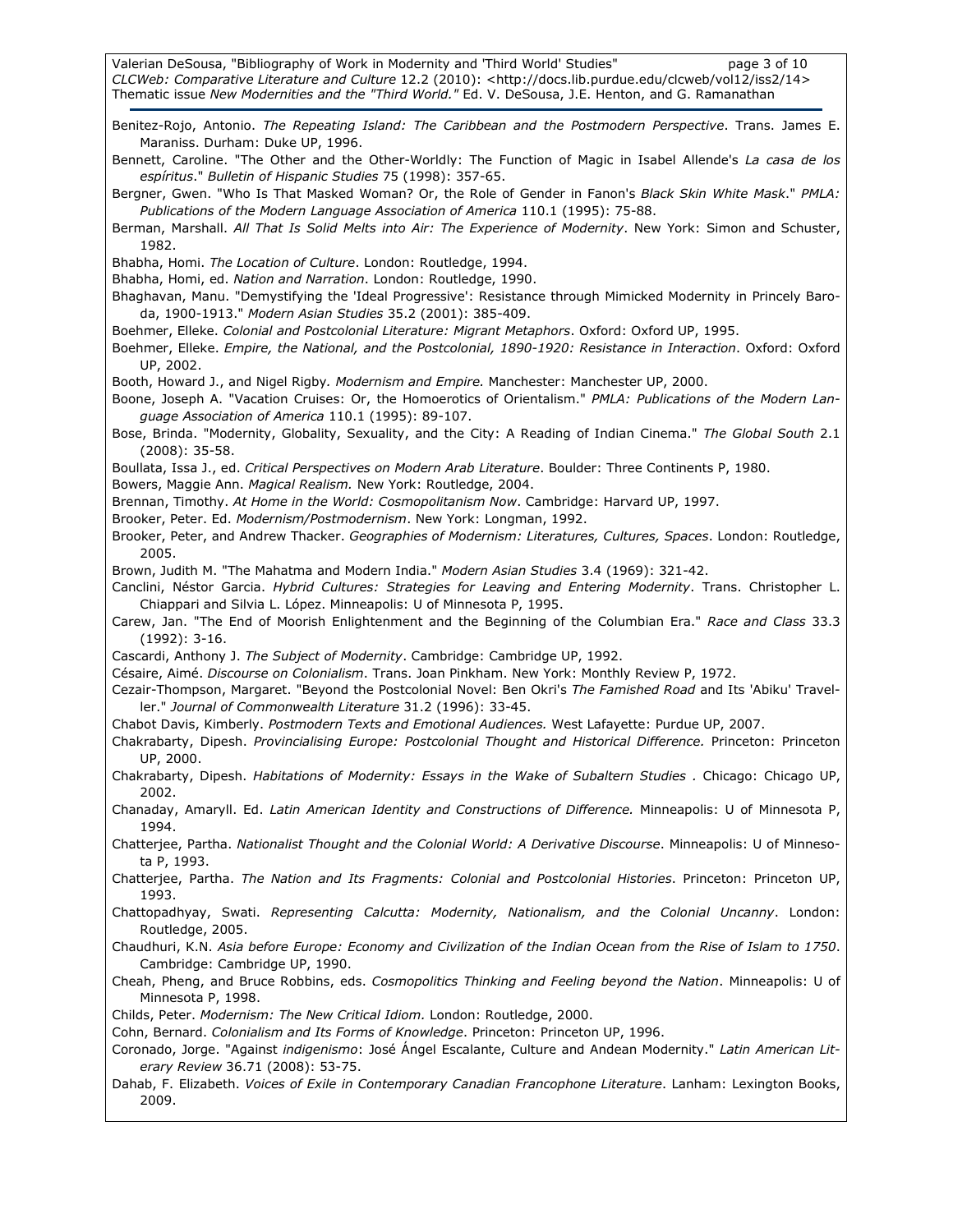Benitez-Rojo, Antonio. *The Repeating Island: The Caribbean and the Postmodern Perspective*. Trans. James E. Maraniss. Durham: Duke UP, 1996.

Bennett, Caroline. "The Other and the Other-Worldly: The Function of Magic in Isabel Allende's *La casa de los espíritus*." *Bulletin of Hispanic Studies* 75 (1998): 357-65.

Bergner, Gwen. "Who Is That Masked Woman? Or, the Role of Gender in Fanon's *Black Skin White Mask*." *PMLA: Publications of the Modern Language Association of America* 110.1 (1995): 75-88.

Berman, Marshall. *All That Is Solid Melts into Air: The Experience of Modernity*. New York: Simon and Schuster, 1982.

Bhabha, Homi. *The Location of Culture*. London: Routledge, 1994.

Bhabha, Homi, ed. *Nation and Narration*. London: Routledge, 1990.

Bhaghavan, Manu. "Demystifying the 'Ideal Progressive': Resistance through Mimicked Modernity in Princely Baroda, 1900-1913." *Modern Asian Studies* 35.2 (2001): 385-409.

Boehmer, Elleke. *Colonial and Postcolonial Literature: Migrant Metaphors*. Oxford: Oxford UP, 1995.

Boehmer, Elleke. *Empire, the National, and the Postcolonial, 1890-1920: Resistance in Interaction*. Oxford: Oxford UP, 2002.

Booth, Howard J., and Nigel Rigby. *Modernism and Empire.* Manchester: Manchester UP, 2000.

Boone, Joseph A. "Vacation Cruises: Or, the Homoerotics of Orientalism." *PMLA: Publications of the Modern Language Association of America* 110.1 (1995): 89-107.

Bose, Brinda. "Modernity, Globality, Sexuality, and the City: A Reading of Indian Cinema." *The Global South* 2.1 (2008): 35-58.

Boullata, Issa J., ed. *Critical Perspectives on Modern Arab Literature*. Boulder: Three Continents P, 1980.

Bowers, Maggie Ann. *Magical Realism.* New York: Routledge, 2004.

Brennan, Timothy. *At Home in the World: Cosmopolitanism Now*. Cambridge: Harvard UP, 1997.

Brooker, Peter. Ed. *Modernism/Postmodernism*. New York: Longman, 1992.

Brooker, Peter, and Andrew Thacker. *Geographies of Modernism: Literatures, Cultures, Spaces*. London: Routledge, 2005.

Brown, Judith M. "The Mahatma and Modern India." *Modern Asian Studies* 3.4 (1969): 321-42.

Canclini, Néstor Garcia. *Hybrid Cultures: Strategies for Leaving and Entering Modernity*. Trans. Christopher L. Chiappari and Silvia L. López. Minneapolis: U of Minnesota P, 1995.

Carew, Jan. "The End of Moorish Enlightenment and the Beginning of the Columbian Era." *Race and Class* 33.3 (1992): 3-16.

Cascardi, Anthony J. *The Subject of Modernity*. Cambridge: Cambridge UP, 1992.

Césaire, Aimé. *Discourse on Colonialism*. Trans. Joan Pinkham. New York: Monthly Review P, 1972.

Cezair-Thompson, Margaret. "Beyond the Postcolonial Novel: Ben Okri's *The Famished Road* and Its 'Abiku' Traveller." *Journal of Commonwealth Literature* 31.2 (1996): 33-45.

Chabot Davis, Kimberly. *Postmodern Texts and Emotional Audiences.* West Lafayette: Purdue UP, 2007.

Chakrabarty, Dipesh. *Provincialising Europe: Postcolonial Thought and Historical Difference.* Princeton: Princeton UP, 2000.

Chakrabarty, Dipesh. *Habitations of Modernity: Essays in the Wake of Subaltern Studies* . Chicago: Chicago UP, 2002.

Chanaday, Amaryll. Ed. *Latin American Identity and Constructions of Difference.* Minneapolis: U of Minnesota P, 1994.

Chatterjee, Partha. *Nationalist Thought and the Colonial World: A Derivative Discourse*. Minneapolis: U of Minnesota P, 1993.

Chatterjee, Partha. *The Nation and Its Fragments: Colonial and Postcolonial Histories*. Princeton: Princeton UP, 1993.

Chattopadhyay, Swati. *Representing Calcutta: Modernity, Nationalism, and the Colonial Uncanny*. London: Routledge, 2005.

Chaudhuri, K.N. *Asia before Europe: Economy and Civilization of the Indian Ocean from the Rise of Islam to 1750*. Cambridge: Cambridge UP, 1990.

Cheah, Pheng, and Bruce Robbins, eds. *Cosmopolitics Thinking and Feeling beyond the Nation*. Minneapolis: U of Minnesota P, 1998.

Childs, Peter. *Modernism: The New Critical Idiom.* London: Routledge, 2000.

Cohn, Bernard. *Colonialism and Its Forms of Knowledge*. Princeton: Princeton UP, 1996.

Coronado, Jorge. "Against *indigenismo*: José Ángel Escalante, Culture and Andean Modernity." *Latin American Literary Review* 36.71 (2008): 53-75.

Dahab, F. Elizabeth. *Voices of Exile in Contemporary Canadian Francophone Literature*. Lanham: Lexington Books, 2009.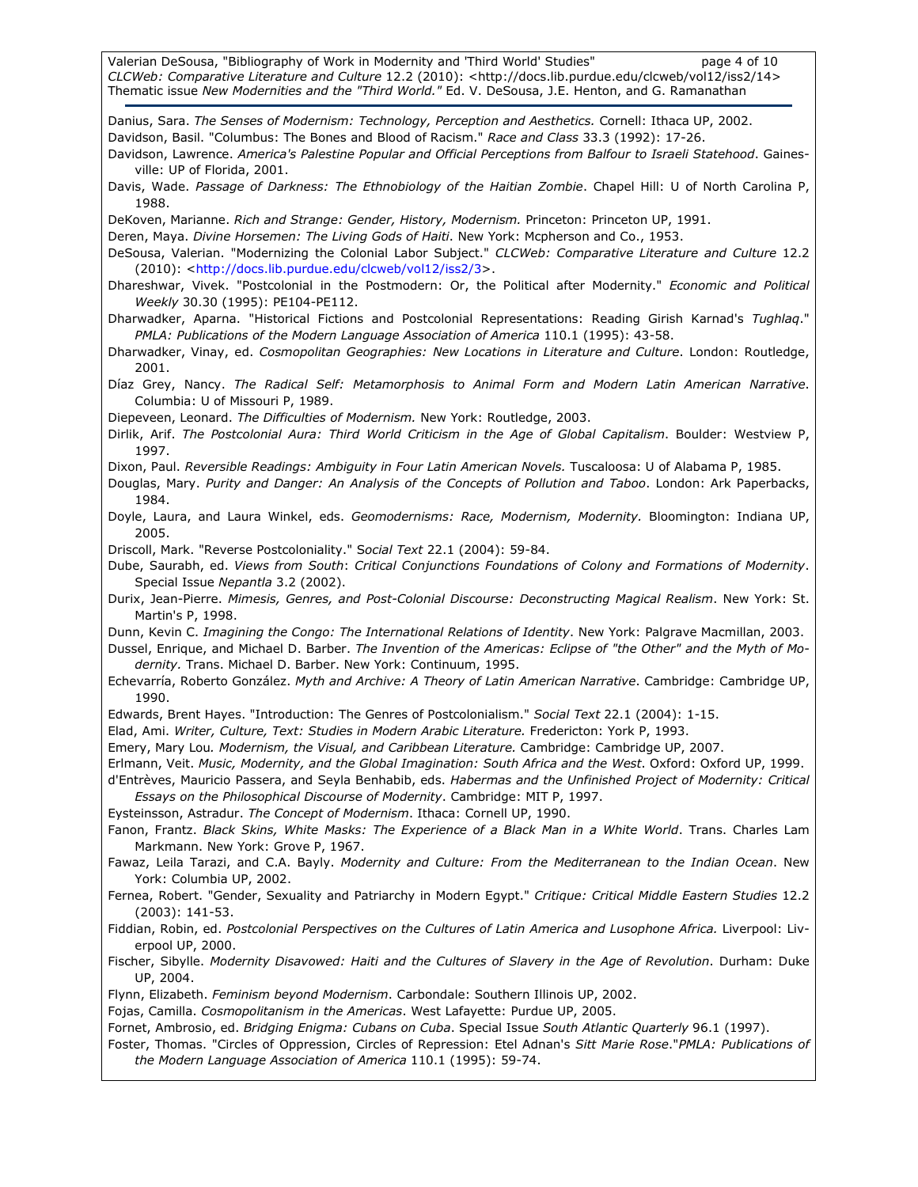Danius, Sara. *The Senses of Modernism: Technology, Perception and Aesthetics.* Cornell: Ithaca UP, 2002.

Davidson, Basil. "Columbus: The Bones and Blood of Racism." *Race and Class* 33.3 (1992): 17-26.

Davidson, Lawrence. *America's Palestine Popular and Official Perceptions from Balfour to Israeli Statehood*. Gainesville: UP of Florida, 2001.

Davis, Wade. *Passage of Darkness: The Ethnobiology of the Haitian Zombie*. Chapel Hill: U of North Carolina P, 1988.

DeKoven, Marianne. *Rich and Strange: Gender, History, Modernism.* Princeton: Princeton UP, 1991.

Deren, Maya. *Divine Horsemen: The Living Gods of Haiti*. New York: Mcpherson and Co., 1953.

DeSousa, Valerian. "Modernizing the Colonial Labor Subject." *CLCWeb: Comparative Literature and Culture* 12.2 (2010): <http://docs.lib.purdue.edu/clcweb/vol12/iss2/3>.

Dhareshwar, Vivek. "Postcolonial in the Postmodern: Or, the Political after Modernity." *Economic and Political Weekly* 30.30 (1995): PE104-PE112.

Dharwadker, Aparna. "Historical Fictions and Postcolonial Representations: Reading Girish Karnad's *Tughlaq*." *PMLA: Publications of the Modern Language Association of America* 110.1 (1995): 43-58.

Dharwadker, Vinay, ed. *Cosmopolitan Geographies: New Locations in Literature and Culture*. London: Routledge, 2001.

Díaz Grey, Nancy. *The Radical Self: Metamorphosis to Animal Form and Modern Latin American Narrative*. Columbia: U of Missouri P, 1989.

Diepeveen, Leonard. *The Difficulties of Modernism.* New York: Routledge, 2003.

Dirlik, Arif. *The Postcolonial Aura: Third World Criticism in the Age of Global Capitalism*. Boulder: Westview P, 1997.

Dixon, Paul. *Reversible Readings: Ambiguity in Four Latin American Novels.* Tuscaloosa: U of Alabama P, 1985.

Douglas, Mary. *Purity and Danger: An Analysis of the Concepts of Pollution and Taboo*. London: Ark Paperbacks, 1984.

Doyle, Laura, and Laura Winkel, eds. *Geomodernisms: Race, Modernism, Modernity*. Bloomington: Indiana UP, 2005.

Driscoll, Mark. "Reverse Postcoloniality." *Social Text* 22.1 (2004): 59-84.

Dube, Saurabh, ed. *Views from South*: *Critical Conjunctions Foundations of Colony and Formations of Modernity*. Special Issue *Nepantla* 3.2 (2002).

Durix, Jean-Pierre. *Mimesis, Genres, and Post-Colonial Discourse: Deconstructing Magical Realism*. New York: St. Martin's P, 1998.

Dunn, Kevin C. *Imagining the Congo: The International Relations of Identity*. New York: Palgrave Macmillan, 2003.

Dussel, Enrique, and Michael D. Barber. *The Invention of the Americas: Eclipse of "the Other" and the Myth of Modernity.* Trans. Michael D. Barber. New York: Continuum, 1995.

Echevarría, Roberto González. *Myth and Archive: A Theory of Latin American Narrative*. Cambridge: Cambridge UP, 1990.

Edwards, Brent Hayes. "Introduction: The Genres of Postcolonialism." *Social Text* 22.1 (2004): 1-15.

Elad, Ami. *Writer, Culture, Text: Studies in Modern Arabic Literature.* Fredericton: York P, 1993.

Emery, Mary Lou. *Modernism, the Visual, and Caribbean Literature.* Cambridge: Cambridge UP, 2007.

Erlmann, Veit. *Music, Modernity, and the Global Imagination: South Africa and the West*. Oxford: Oxford UP, 1999.

d'Entrèves, Mauricio Passera, and Seyla Benhabib, eds. *Habermas and the Unfinished Project of Modernity: Critical Essays on the Philosophical Discourse of Modernity*. Cambridge: MIT P, 1997.

Eysteinsson, Astradur. *The Concept of Modernism*. Ithaca: Cornell UP, 1990.

Fanon, Frantz. *Black Skins, White Masks: The Experience of a Black Man in a White World*. Trans. Charles Lam Markmann. New York: Grove P, 1967.

Fawaz, Leila Tarazi, and C.A. Bayly. *Modernity and Culture: From the Mediterranean to the Indian Ocean*. New York: Columbia UP, 2002.

Fernea, Robert. "Gender, Sexuality and Patriarchy in Modern Egypt." *Critique: Critical Middle Eastern Studies* 12.2 (2003): 141-53.

Fiddian, Robin, ed. *Postcolonial Perspectives on the Cultures of Latin America and Lusophone Africa.* Liverpool: Liverpool UP, 2000.

Fischer, Sibylle. *Modernity Disavowed: Haiti and the Cultures of Slavery in the Age of Revolution*. Durham: Duke UP, 2004.

Flynn, Elizabeth. *Feminism beyond Modernism*. Carbondale: Southern Illinois UP, 2002.

Fojas, Camilla. *Cosmopolitanism in the Americas*. West Lafayette: Purdue UP, 2005.

Fornet, Ambrosio, ed. *Bridging Enigma: Cubans on Cuba*. Special Issue *South Atlantic Quarterly* 96.1 (1997).

Foster, Thomas. "Circles of Oppression, Circles of Repression: Etel Adnan's *Sitt Marie Rose*."*PMLA: Publications of the Modern Language Association of America* 110.1 (1995): 59-74.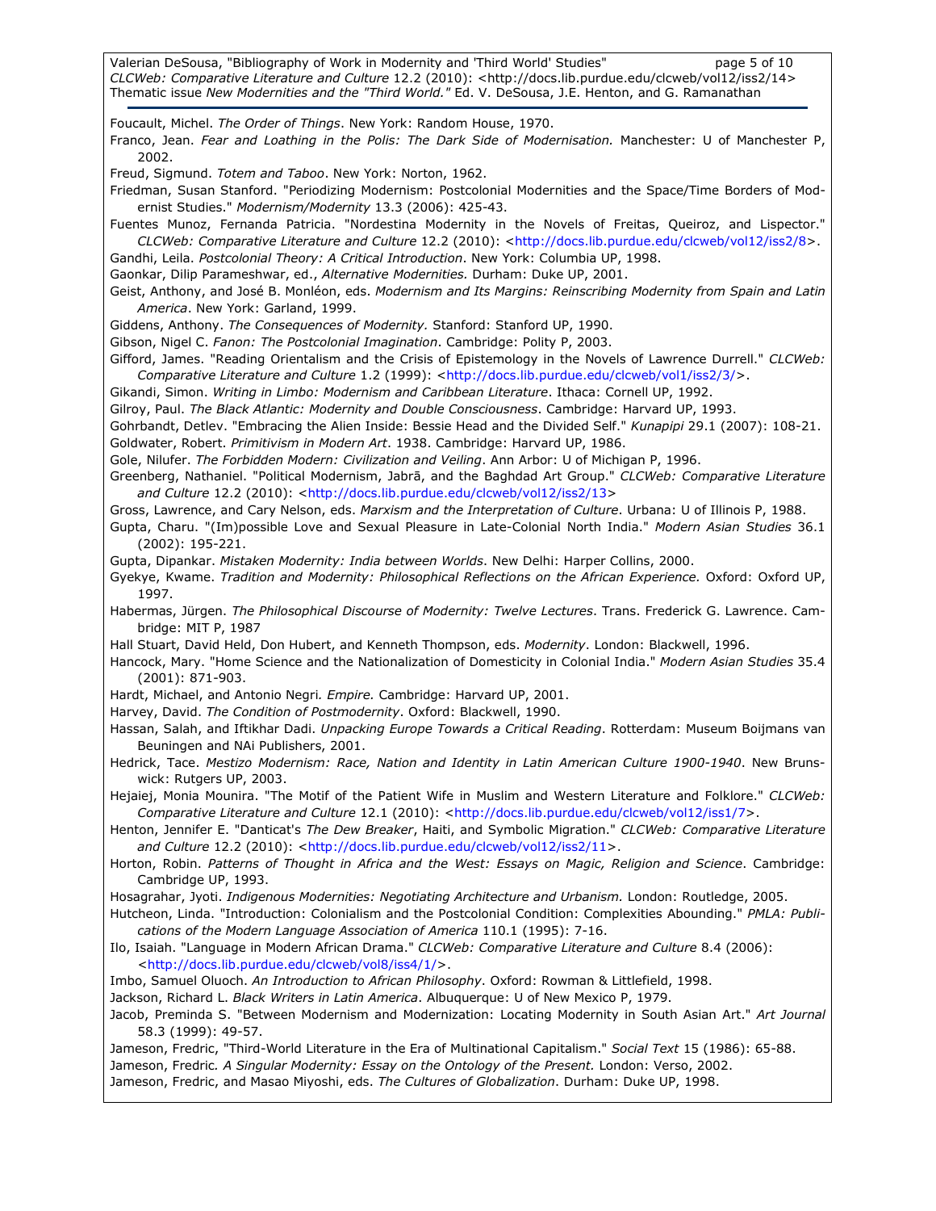Foucault, Michel. *The Order of Things*. New York: Random House, 1970.

Franco, Jean. *Fear and Loathing in the Polis: The Dark Side of Modernisation.* Manchester: U of Manchester P, 2002.

Freud, Sigmund. *Totem and Taboo*. New York: Norton, 1962.

Friedman, Susan Stanford. "Periodizing Modernism: Postcolonial Modernities and the Space/Time Borders of Modernist Studies." *Modernism/Modernity* 13.3 (2006): 425-43.

Fuentes Munoz, Fernanda Patricia. "Nordestina Modernity in the Novels of Freitas, Queiroz, and Lispector." *CLCWeb: Comparative Literature and Culture* 12.2 (2010): <http://docs.lib.purdue.edu/clcweb/vol12/iss2/8>.

Gandhi, Leila. *Postcolonial Theory: A Critical Introduction*. New York: Columbia UP, 1998.

Gaonkar, Dilip Parameshwar, ed., *Alternative Modernities.* Durham: Duke UP, 2001.

Geist, Anthony, and José B. Monléon, eds. *Modernism and Its Margins: Reinscribing Modernity from Spain and Latin America*. New York: Garland, 1999.

Giddens, Anthony. *The Consequences of Modernity.* Stanford: Stanford UP, 1990.

Gibson, Nigel C. *Fanon: The Postcolonial Imagination*. Cambridge: Polity P, 2003.

Gifford, James. "Reading Orientalism and the Crisis of Epistemology in the Novels of Lawrence Durrell." *CLCWeb: Comparative Literature and Culture* 1.2 (1999): <http://docs.lib.purdue.edu/clcweb/vol1/iss2/3/>.

Gikandi, Simon. *Writing in Limbo: Modernism and Caribbean Literature*. Ithaca: Cornell UP, 1992.

Gilroy, Paul. *The Black Atlantic: Modernity and Double Consciousness*. Cambridge: Harvard UP, 1993.

Gohrbandt, Detlev. "Embracing the Alien Inside: Bessie Head and the Divided Self." *Kunapipi* 29.1 (2007): 108-21.

Goldwater, Robert. *Primitivism in Modern Art*. 1938. Cambridge: Harvard UP, 1986.

Gole, Nilufer. *The Forbidden Modern: Civilization and Veiling*. Ann Arbor: U of Michigan P, 1996.

Greenberg, Nathaniel. "Political Modernism, Jabrā, and the Baghdad Art Group." *CLCWeb: Comparative Literature and Culture* 12.2 (2010): <http://docs.lib.purdue.edu/clcweb/vol12/iss2/13>

Gross, Lawrence, and Cary Nelson, eds. *Marxism and the Interpretation of Culture*. Urbana: U of Illinois P, 1988.

Gupta, Charu. "(Im)possible Love and Sexual Pleasure in Late-Colonial North India." *Modern Asian Studies* 36.1 (2002): 195-221.

Gupta, Dipankar. *Mistaken Modernity: India between Worlds*. New Delhi: Harper Collins, 2000.

Gyekye, Kwame. *Tradition and Modernity: Philosophical Reflections on the African Experience.* Oxford: Oxford UP, 1997.

Habermas, Jürgen. *The Philosophical Discourse of Modernity: Twelve Lectures*. Trans. Frederick G. Lawrence. Cambridge: MIT P, 1987

Hall Stuart, David Held, Don Hubert, and Kenneth Thompson, eds. *Modernity*. London: Blackwell, 1996.

Hancock, Mary. "Home Science and the Nationalization of Domesticity in Colonial India." *Modern Asian Studies* 35.4 (2001): 871-903.

Hardt, Michael, and Antonio Negri. *Empire.* Cambridge: Harvard UP, 2001.

Harvey, David. *The Condition of Postmodernity*. Oxford: Blackwell, 1990.

Hassan, Salah, and Iftikhar Dadi. *Unpacking Europe Towards a Critical Reading*. Rotterdam: Museum Boijmans van Beuningen and NAi Publishers, 2001.

Hedrick, Tace. *Mestizo Modernism: Race, Nation and Identity in Latin American Culture 1900-1940*. New Brunswick: Rutgers UP, 2003.

Hejaiej, Monia Mounira. "The Motif of the Patient Wife in Muslim and Western Literature and Folklore." *CLCWeb: Comparative Literature and Culture* 12.1 (2010): <http://docs.lib.purdue.edu/clcweb/vol12/iss1/7>.

Henton, Jennifer E. "Danticat's *The Dew Breaker*, Haiti, and Symbolic Migration." *CLCWeb: Comparative Literature and Culture* 12.2 (2010): <http://docs.lib.purdue.edu/clcweb/vol12/iss2/11>.

Horton, Robin. *Patterns of Thought in Africa and the West: Essays on Magic, Religion and Science*. Cambridge: Cambridge UP, 1993.

Hosagrahar, Jyoti. *Indigenous Modernities: Negotiating Architecture and Urbanism.* London: Routledge, 2005.

Hutcheon, Linda. "Introduction: Colonialism and the Postcolonial Condition: Complexities Abounding." *PMLA: Publications of the Modern Language Association of America* 110.1 (1995): 7-16.

Ilo, Isaiah. "Language in Modern African Drama." *CLCWeb: Comparative Literature and Culture* 8.4 (2006): <http://docs.lib.purdue.edu/clcweb/vol8/iss4/1/>.

Imbo, Samuel Oluoch. *An Introduction to African Philosophy*. Oxford: Rowman & Littlefield, 1998.

Jackson, Richard L. *Black Writers in Latin America*. Albuquerque: U of New Mexico P, 1979.

Jacob, Preminda S. "Between Modernism and Modernization: Locating Modernity in South Asian Art." *Art Journal* 58.3 (1999): 49-57.

Jameson, Fredric, "Third-World Literature in the Era of Multinational Capitalism." *Social Text* 15 (1986): 65-88.

Jameson, Fredric. *A Singular Modernity: Essay on the Ontology of the Present.* London: Verso, 2002.

Jameson, Fredric, and Masao Miyoshi, eds. *The Cultures of Globalization*. Durham: Duke UP, 1998.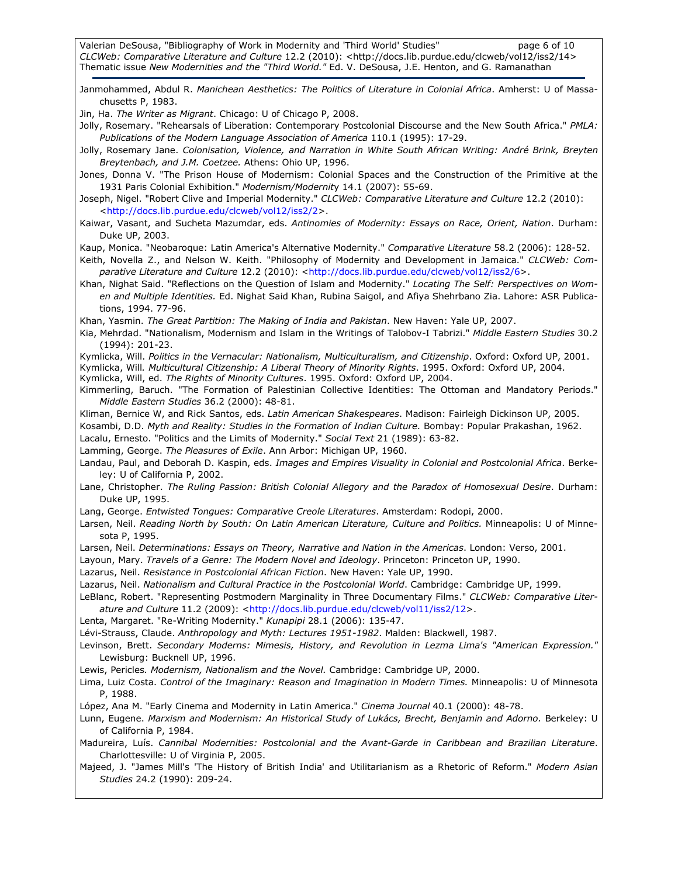Janmohammed, Abdul R. *Manichean Aesthetics: The Politics of Literature in Colonial Africa*. Amherst: U of Massachusetts P, 1983.

Jin, Ha. *The Writer as Migrant*. Chicago: U of Chicago P, 2008.

Jolly, Rosemary. "Rehearsals of Liberation: Contemporary Postcolonial Discourse and the New South Africa." *PMLA: Publications of the Modern Language Association of America* 110.1 (1995): 17-29.

Jolly, Rosemary Jane. *Colonisation, Violence, and Narration in White South African Writing: André Brink, Breyten Breytenbach, and J.M. Coetzee.* Athens: Ohio UP, 1996.

Jones, Donna V. "The Prison House of Modernism: Colonial Spaces and the Construction of the Primitive at the 1931 Paris Colonial Exhibition." *Modernism/Modernity* 14.1 (2007): 55-69.

Joseph, Nigel. "Robert Clive and Imperial Modernity." *CLCWeb: Comparative Literature and Culture* 12.2 (2010): <http://docs.lib.purdue.edu/clcweb/vol12/iss2/2>.

Kaiwar, Vasant, and Sucheta Mazumdar, eds. *Antinomies of Modernity: Essays on Race, Orient, Nation*. Durham: Duke UP, 2003.

Kaup, Monica. "Neobaroque: Latin America's Alternative Modernity." *Comparative Literature* 58.2 (2006): 128-52.

Keith, Novella Z., and Nelson W. Keith. "Philosophy of Modernity and Development in Jamaica." *CLCWeb: Comparative Literature and Culture* 12.2 (2010): <http://docs.lib.purdue.edu/clcweb/vol12/iss2/6>.

Khan, Nighat Said. "Reflections on the Question of Islam and Modernity." *Locating The Self: Perspectives on Women and Multiple Identities.* Ed. Nighat Said Khan, Rubina Saigol, and Afiya Shehrbano Zia. Lahore: ASR Publications, 1994. 77-96.

Khan, Yasmin. *The Great Partition: The Making of India and Pakistan*. New Haven: Yale UP, 2007.

Kia, Mehrdad. "Nationalism, Modernism and Islam in the Writings of Talobov-I Tabrizi." *Middle Eastern Studies* 30.2 (1994): 201-23.

Kymlicka, Will. *Politics in the Vernacular: Nationalism, Multiculturalism, and Citizenship*. Oxford: Oxford UP, 2001.

Kymlicka, Will. *Multicultural Citizenship: A Liberal Theory of Minority Rights*. 1995. Oxford: Oxford UP, 2004.

Kymlicka, Will, ed. *The Rights of Minority Cultures*. 1995. Oxford: Oxford UP, 2004.

Kimmerling, Baruch. "The Formation of Palestinian Collective Identities: The Ottoman and Mandatory Periods." *Middle Eastern Studies* 36.2 (2000): 48-81.

Kliman, Bernice W, and Rick Santos, eds. *Latin American Shakespeares*. Madison: Fairleigh Dickinson UP, 2005.

Kosambi, D.D. *Myth and Reality: Studies in the Formation of Indian Culture.* Bombay: Popular Prakashan, 1962.

Lacalu, Ernesto. "Politics and the Limits of Modernity." *Social Text* 21 (1989): 63-82.

Lamming, George. *The Pleasures of Exile*. Ann Arbor: Michigan UP, 1960.

Landau, Paul, and Deborah D. Kaspin, eds. *Images and Empires Visuality in Colonial and Postcolonial Africa*. Berkeley: U of California P, 2002.

Lane, Christopher. *The Ruling Passion: British Colonial Allegory and the Paradox of Homosexual Desire*. Durham: Duke UP, 1995.

Lang, George. *Entwisted Tongues: Comparative Creole Literatures*. Amsterdam: Rodopi, 2000.

Larsen, Neil. *Reading North by South: On Latin American Literature, Culture and Politics.* Minneapolis: U of Minnesota P, 1995.

Larsen, Neil. *Determinations: Essays on Theory, Narrative and Nation in the Americas*. London: Verso, 2001.

Layoun, Mary. *Travels of a Genre: The Modern Novel and Ideology*. Princeton: Princeton UP, 1990.

Lazarus, Neil. *Resistance in Postcolonial African Fiction*. New Haven: Yale UP, 1990.

Lazarus, Neil. *Nationalism and Cultural Practice in the Postcolonial World*. Cambridge: Cambridge UP, 1999.

LeBlanc, Robert. "Representing Postmodern Marginality in Three Documentary Films." *CLCWeb: Comparative Literature and Culture* 11.2 (2009): <http://docs.lib.purdue.edu/clcweb/vol11/iss2/12>.

Lenta, Margaret. "Re-Writing Modernity." *Kunapipi* 28.1 (2006): 135-47.

Lévi-Strauss, Claude. *Anthropology and Myth: Lectures 1951-1982*. Malden: Blackwell, 1987.

Levinson, Brett. *Secondary Moderns: Mimesis, History, and Revolution in Lezma Lima's "American Expression."* Lewisburg: Bucknell UP, 1996.

Lewis, Pericles. *Modernism, Nationalism and the Novel.* Cambridge: Cambridge UP, 2000.

Lima, Luiz Costa. *Control of the Imaginary: Reason and Imagination in Modern Times.* Minneapolis: U of Minnesota P, 1988.

López, Ana M. "Early Cinema and Modernity in Latin America." *Cinema Journal* 40.1 (2000): 48-78.

Lunn, Eugene. *Marxism and Modernism: An Historical Study of Lukács, Brecht, Benjamin and Adorno.* Berkeley: U of California P, 1984.

Madureira, Luís. *Cannibal Modernities: Postcolonial and the Avant-Garde in Caribbean and Brazilian Literature*. Charlottesville: U of Virginia P, 2005.

Majeed, J. "James Mill's 'The History of British India' and Utilitarianism as a Rhetoric of Reform." *Modern Asian Studies* 24.2 (1990): 209-24.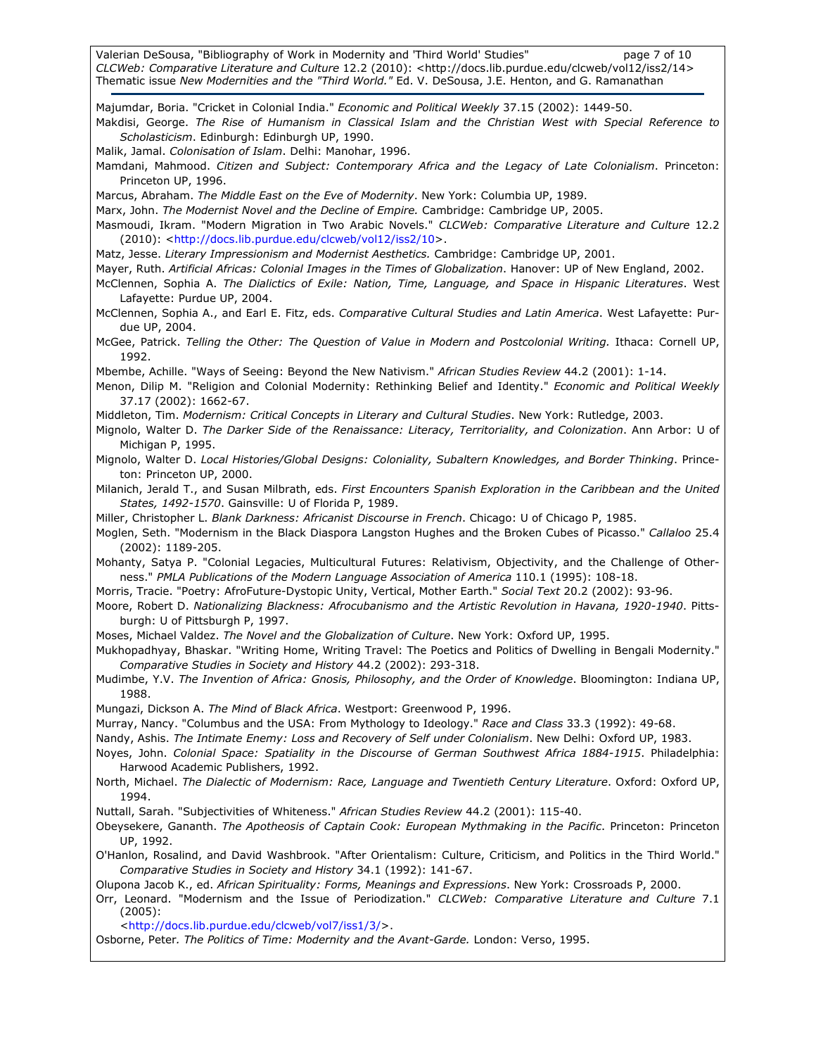Majumdar, Boria. "Cricket in Colonial India." *Economic and Political Weekly* 37.15 (2002): 1449-50.

Makdisi, George. *The Rise of Humanism in Classical Islam and the Christian West with Special Reference to Scholasticism*. Edinburgh: Edinburgh UP, 1990.

Malik, Jamal. *Colonisation of Islam*. Delhi: Manohar, 1996.

Mamdani, Mahmood. *Citizen and Subject: Contemporary Africa and the Legacy of Late Colonialism*. Princeton: Princeton UP, 1996.

Marcus, Abraham. *The Middle East on the Eve of Modernity*. New York: Columbia UP, 1989.

Marx, John. *The Modernist Novel and the Decline of Empire.* Cambridge: Cambridge UP, 2005.

Masmoudi, Ikram. "Modern Migration in Two Arabic Novels." *CLCWeb: Comparative Literature and Culture* 12.2 (2010): <http://docs.lib.purdue.edu/clcweb/vol12/iss2/10>.

Matz, Jesse. *Literary Impressionism and Modernist Aesthetics.* Cambridge: Cambridge UP, 2001.

Mayer, Ruth. *Artificial Africas: Colonial Images in the Times of Globalization*. Hanover: UP of New England, 2002.

McClennen, Sophia A. *The Dialictics of Exile: Nation, Time, Language, and Space in Hispanic Literatures*. West Lafayette: Purdue UP, 2004.

McClennen, Sophia A., and Earl E. Fitz, eds. *Comparative Cultural Studies and Latin America*. West Lafayette: Purdue UP, 2004.

McGee, Patrick. *Telling the Other: The Question of Value in Modern and Postcolonial Writing.* Ithaca: Cornell UP, 1992.

Mbembe, Achille. "Ways of Seeing: Beyond the New Nativism." *African Studies Review* 44.2 (2001): 1-14.

Menon, Dilip M. "Religion and Colonial Modernity: Rethinking Belief and Identity." *Economic and Political Weekly* 37.17 (2002): 1662-67.

Middleton, Tim. *Modernism: Critical Concepts in Literary and Cultural Studies*. New York: Rutledge, 2003.

Mignolo, Walter D. *The Darker Side of the Renaissance: Literacy, Territoriality, and Colonization*. Ann Arbor: U of Michigan P, 1995.

Mignolo, Walter D. *Local Histories/Global Designs: Coloniality, Subaltern Knowledges, and Border Thinking*. Princeton: Princeton UP, 2000.

Milanich, Jerald T., and Susan Milbrath, eds. *First Encounters Spanish Exploration in the Caribbean and the United States, 1492-1570*. Gainsville: U of Florida P, 1989.

Miller, Christopher L. *Blank Darkness: Africanist Discourse in French*. Chicago: U of Chicago P, 1985.

Moglen, Seth. "Modernism in the Black Diaspora Langston Hughes and the Broken Cubes of Picasso." *Callaloo* 25.4 (2002): 1189-205.

Mohanty, Satya P. "Colonial Legacies, Multicultural Futures: Relativism, Objectivity, and the Challenge of Otherness." *PMLA Publications of the Modern Language Association of America* 110.1 (1995): 108-18.

Morris, Tracie. "Poetry: AfroFuture-Dystopic Unity, Vertical, Mother Earth." *Social Text* 20.2 (2002): 93-96.

Moore, Robert D. *Nationalizing Blackness: Afrocubanismo and the Artistic Revolution in Havana, 1920-1940*. Pittsburgh: U of Pittsburgh P, 1997.

Moses, Michael Valdez. *The Novel and the Globalization of Culture*. New York: Oxford UP, 1995.

Mukhopadhyay, Bhaskar. "Writing Home, Writing Travel: The Poetics and Politics of Dwelling in Bengali Modernity." *Comparative Studies in Society and History* 44.2 (2002): 293-318.

Mudimbe, Y.V. *The Invention of Africa: Gnosis, Philosophy, and the Order of Knowledge*. Bloomington: Indiana UP, 1988.

Mungazi, Dickson A. *The Mind of Black Africa*. Westport: Greenwood P, 1996.

Murray, Nancy. "Columbus and the USA: From Mythology to Ideology." *Race and Class* 33.3 (1992): 49-68.

Nandy, Ashis. *The Intimate Enemy: Loss and Recovery of Self under Colonialism*. New Delhi: Oxford UP, 1983.

Noyes, John. *Colonial Space: Spatiality in the Discourse of German Southwest Africa 1884-1915*. Philadelphia: Harwood Academic Publishers, 1992.

North, Michael. *The Dialectic of Modernism: Race, Language and Twentieth Century Literature*. Oxford: Oxford UP, 1994.

Nuttall, Sarah. "Subjectivities of Whiteness." *African Studies Review* 44.2 (2001): 115-40.

Obeysekere, Gananth. *The Apotheosis of Captain Cook: European Mythmaking in the Pacific*. Princeton: Princeton UP, 1992.

O'Hanlon, Rosalind, and David Washbrook. "After Orientalism: Culture, Criticism, and Politics in the Third World." *Comparative Studies in Society and History* 34.1 (1992): 141-67.

Olupona Jacob K., ed. *African Spirituality: Forms, Meanings and Expressions*. New York: Crossroads P, 2000.

Orr, Leonard. "Modernism and the Issue of Periodization." *CLCWeb: Comparative Literature and Culture* 7.1 (2005): <http://docs.lib.purdue.edu/clcweb/vol7/iss1/3/>.

Osborne, Peter. *The Politics of Time: Modernity and the Avant-Garde.* London: Verso, 1995.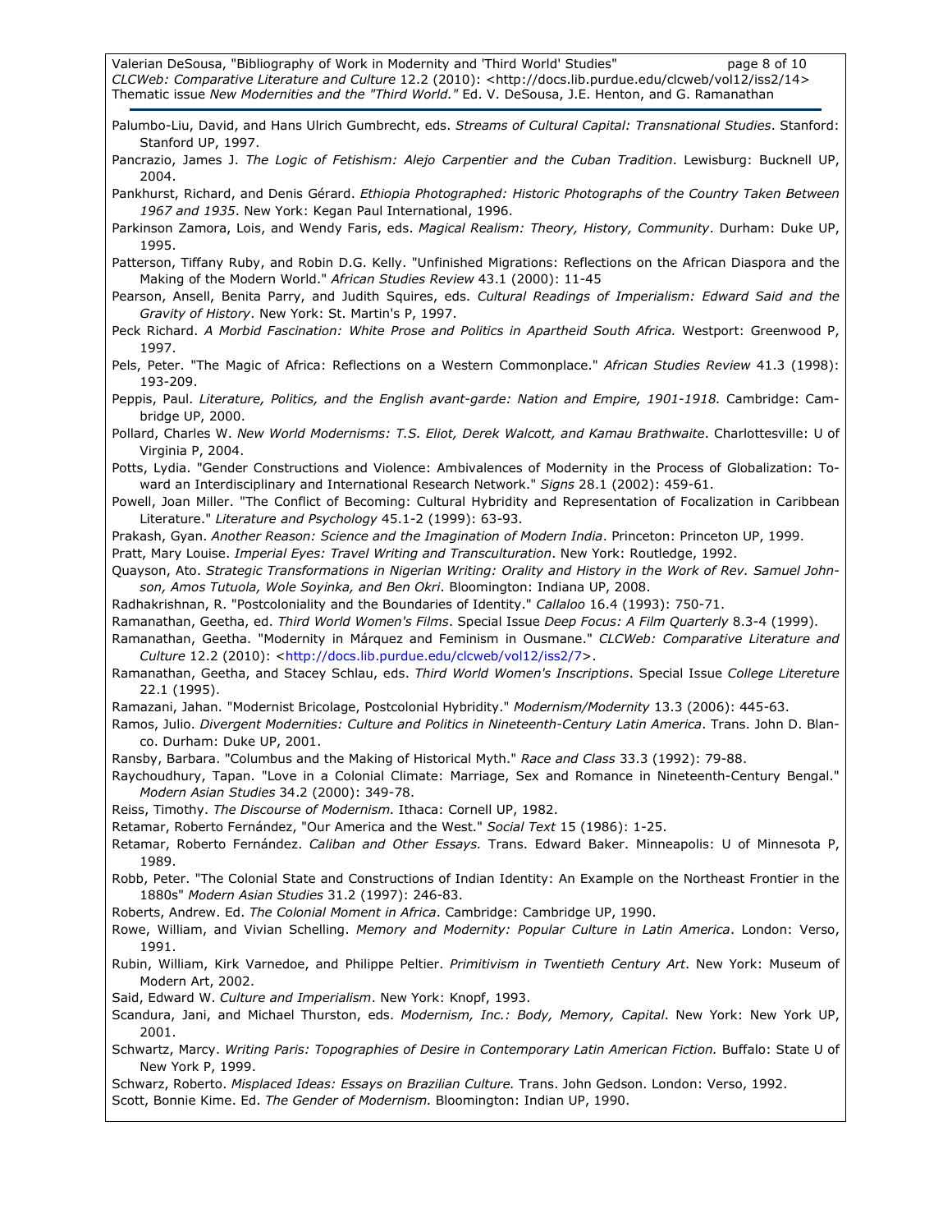Palumbo-Liu, David, and Hans Ulrich Gumbrecht, eds. *Streams of Cultural Capital: Transnational Studies*. Stanford: Stanford UP, 1997.

Pancrazio, James J. *The Logic of Fetishism: Alejo Carpentier and the Cuban Tradition*. Lewisburg: Bucknell UP, 2004.

Pankhurst, Richard, and Denis Gérard. *Ethiopia Photographed: Historic Photographs of the Country Taken Between 1967 and 1935*. New York: Kegan Paul International, 1996.

Parkinson Zamora, Lois, and Wendy Faris, eds. *Magical Realism: Theory, History, Community*. Durham: Duke UP, 1995.

Patterson, Tiffany Ruby, and Robin D.G. Kelly. "Unfinished Migrations: Reflections on the African Diaspora and the Making of the Modern World." *African Studies Review* 43.1 (2000): 11-45

Pearson, Ansell, Benita Parry, and Judith Squires, eds. *Cultural Readings of Imperialism: Edward Said and the Gravity of History*. New York: St. Martin's P, 1997.

Peck Richard. *A Morbid Fascination: White Prose and Politics in Apartheid South Africa.* Westport: Greenwood P, 1997.

Pels, Peter. "The Magic of Africa: Reflections on a Western Commonplace." *African Studies Review* 41.3 (1998): 193-209.

Peppis, Paul. *Literature, Politics, and the English avant-garde: Nation and Empire, 1901-1918.* Cambridge: Cambridge UP, 2000.

Pollard, Charles W. *New World Modernisms: T.S. Eliot, Derek Walcott, and Kamau Brathwaite*. Charlottesville: U of Virginia P, 2004.

Potts, Lydia. "Gender Constructions and Violence: Ambivalences of Modernity in the Process of Globalization: Toward an Interdisciplinary and International Research Network." *Signs* 28.1 (2002): 459-61.

Powell, Joan Miller. "The Conflict of Becoming: Cultural Hybridity and Representation of Focalization in Caribbean Literature." *Literature and Psychology* 45.1-2 (1999): 63-93.

Prakash, Gyan. *Another Reason: Science and the Imagination of Modern India*. Princeton: Princeton UP, 1999.

Pratt, Mary Louise. *Imperial Eyes: Travel Writing and Transculturation*. New York: Routledge, 1992.

Quayson, Ato. *Strategic Transformations in Nigerian Writing: Orality and History in the Work of Rev. Samuel Johnson, Amos Tutuola, Wole Soyinka, and Ben Okri*. Bloomington: Indiana UP, 2008.

Radhakrishnan, R. "Postcoloniality and the Boundaries of Identity." *Callaloo* 16.4 (1993): 750-71.

Ramanathan, Geetha, ed. *Third World Women's Films*. Special Issue *Deep Focus: A Film Quarterly* 8.3-4 (1999).

Ramanathan, Geetha. "Modernity in Márquez and Feminism in Ousmane." *CLCWeb: Comparative Literature and Culture* 12.2 (2010): <http://docs.lib.purdue.edu/clcweb/vol12/iss2/7>.

Ramanathan, Geetha, and Stacey Schlau, eds. *Third World Women's Inscriptions*. Special Issue *College Litereture* 22.1 (1995).

Ramazani, Jahan. "Modernist Bricolage, Postcolonial Hybridity." *Modernism/Modernity* 13.3 (2006): 445-63.

Ramos, Julio. *Divergent Modernities: Culture and Politics in Nineteenth-Century Latin America*. Trans. John D. Blanco. Durham: Duke UP, 2001.

Ransby, Barbara. "Columbus and the Making of Historical Myth." *Race and Class* 33.3 (1992): 79-88.

Raychoudhury, Tapan. "Love in a Colonial Climate: Marriage, Sex and Romance in Nineteenth-Century Bengal." *Modern Asian Studies* 34.2 (2000): 349-78.

Reiss, Timothy. *The Discourse of Modernism.* Ithaca: Cornell UP, 1982.

Retamar, Roberto Fernández, "Our America and the West." *Social Text* 15 (1986): 1-25.

Retamar, Roberto Fernández. *Caliban and Other Essays.* Trans. Edward Baker. Minneapolis: U of Minnesota P, 1989.

Robb, Peter. "The Colonial State and Constructions of Indian Identity: An Example on the Northeast Frontier in the 1880s" *Modern Asian Studies* 31.2 (1997): 246-83.

Roberts, Andrew. Ed. *The Colonial Moment in Africa*. Cambridge: Cambridge UP, 1990.

Rowe, William, and Vivian Schelling. *Memory and Modernity: Popular Culture in Latin America*. London: Verso, 1991.

Rubin, William, Kirk Varnedoe, and Philippe Peltier. *Primitivism in Twentieth Century Art*. New York: Museum of Modern Art, 2002.

Said, Edward W. *Culture and Imperialism*. New York: Knopf, 1993.

Scandura, Jani, and Michael Thurston, eds. *Modernism, Inc.: Body, Memory, Capital*. New York: New York UP, 2001.

Schwartz, Marcy. *Writing Paris: Topographies of Desire in Contemporary Latin American Fiction.* Buffalo: State U of New York P, 1999.

Schwarz, Roberto. *Misplaced Ideas: Essays on Brazilian Culture.* Trans. John Gedson. London: Verso, 1992.

Scott, Bonnie Kime. Ed. *The Gender of Modernism.* Bloomington: Indian UP, 1990.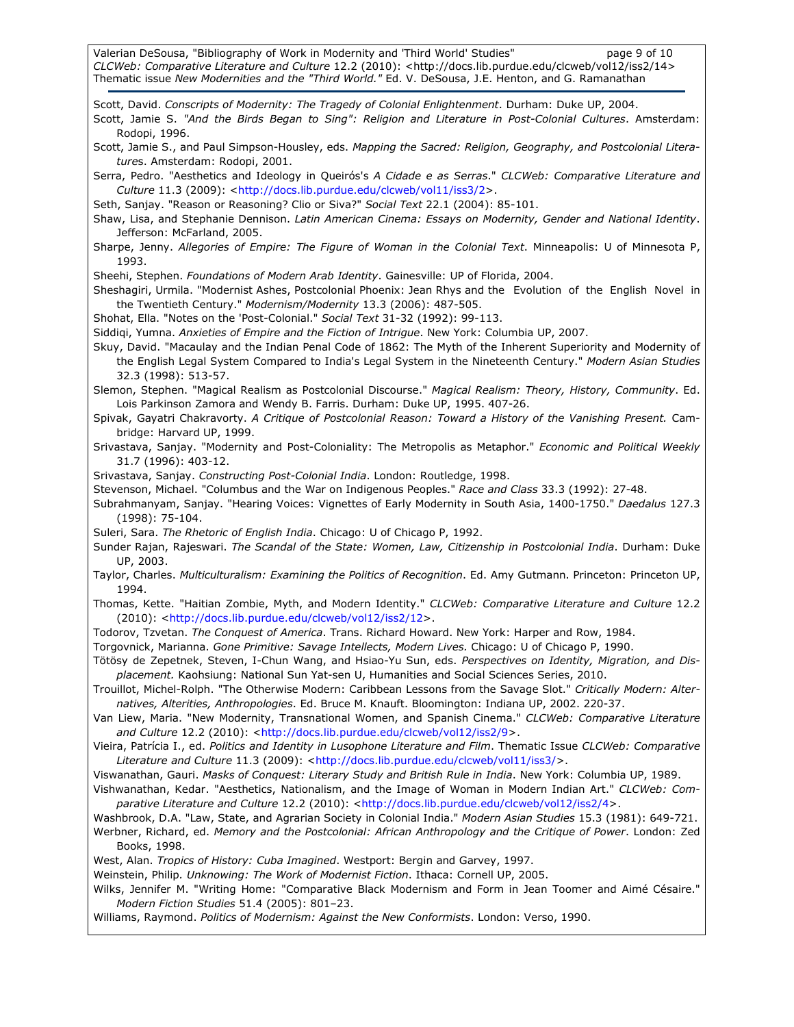Scott, David. *Conscripts of Modernity: The Tragedy of Colonial Enlightenment*. Durham: Duke UP, 2004.

Scott, Jamie S. *"And the Birds Began to Sing": Religion and Literature in Post-Colonial Cultures*. Amsterdam: Rodopi, 1996.

Scott, Jamie S., and Paul Simpson-Housley, eds. *Mapping the Sacred: Religion, Geography, and Postcolonial Literatures*. Amsterdam: Rodopi, 2001.

Serra, Pedro. "Aesthetics and Ideology in Queirós's *A Cidade e as Serras*." *CLCWeb: Comparative Literature and Culture* 11.3 (2009): <http://docs.lib.purdue.edu/clcweb/vol11/iss3/2>.

Seth, Sanjay. "Reason or Reasoning? Clio or Siva?" *Social Text* 22.1 (2004): 85-101.

Shaw, Lisa, and Stephanie Dennison. *Latin American Cinema: Essays on Modernity, Gender and National Identity*. Jefferson: McFarland, 2005.

Sharpe, Jenny. *Allegories of Empire: The Figure of Woman in the Colonial Text*. Minneapolis: U of Minnesota P, 1993.

Sheehi, Stephen. *Foundations of Modern Arab Identity*. Gainesville: UP of Florida, 2004.

Sheshagiri, Urmila. "Modernist Ashes, Postcolonial Phoenix: Jean Rhys and the Evolution of the English Novel in the Twentieth Century." *Modernism/Modernity* 13.3 (2006): 487-505.

Shohat, Ella. "Notes on the 'Post-Colonial." *Social Text* 31-32 (1992): 99-113.

Siddiqi, Yumna. *Anxieties of Empire and the Fiction of Intrigue*. New York: Columbia UP, 2007.

Skuy, David. "Macaulay and the Indian Penal Code of 1862: The Myth of the Inherent Superiority and Modernity of the English Legal System Compared to India's Legal System in the Nineteenth Century." *Modern Asian Studies* 32.3 (1998): 513-57.

Slemon, Stephen. "Magical Realism as Postcolonial Discourse." *Magical Realism: Theory, History, Community*. Ed. Lois Parkinson Zamora and Wendy B. Farris. Durham: Duke UP, 1995. 407-26.

Spivak, Gayatri Chakravorty. *A Critique of Postcolonial Reason: Toward a History of the Vanishing Present.* Cambridge: Harvard UP, 1999.

Srivastava, Sanjay. "Modernity and Post-Coloniality: The Metropolis as Metaphor." *Economic and Political Weekly* 31.7 (1996): 403-12.

Srivastava, Sanjay. *Constructing Post-Colonial India*. London: Routledge, 1998.

Stevenson, Michael. "Columbus and the War on Indigenous Peoples." *Race and Class* 33.3 (1992): 27-48.

Subrahmanyam, Sanjay. "Hearing Voices: Vignettes of Early Modernity in South Asia, 1400-1750." *Daedalus* 127.3 (1998): 75-104.

Suleri, Sara. *The Rhetoric of English India*. Chicago: U of Chicago P, 1992.

Sunder Rajan, Rajeswari. *The Scandal of the State: Women, Law, Citizenship in Postcolonial India*. Durham: Duke UP, 2003.

Taylor, Charles. *Multiculturalism: Examining the Politics of Recognition*. Ed. Amy Gutmann. Princeton: Princeton UP, 1994.

Thomas, Kette. "Haitian Zombie, Myth, and Modern Identity." *CLCWeb: Comparative Literature and Culture* 12.2 (2010): <http://docs.lib.purdue.edu/clcweb/vol12/iss2/12>.

Todorov, Tzvetan. *The Conquest of America*. Trans. Richard Howard. New York: Harper and Row, 1984.

Torgovnick, Marianna. *Gone Primitive: Savage Intellects, Modern Lives.* Chicago: U of Chicago P, 1990.

Tötösy de Zepetnek, Steven, I-Chun Wang, and Hsiao-Yu Sun, eds. *Perspectives on Identity, Migration, and Displacement.* Kaohsiung: National Sun Yat-sen U, Humanities and Social Sciences Series, 2010.

Trouillot, Michel-Rolph. "The Otherwise Modern: Caribbean Lessons from the Savage Slot." *Critically Modern: Alternatives, Alterities, Anthropologies*. Ed. Bruce M. Knauft. Bloomington: Indiana UP, 2002. 220-37.

Van Liew, Maria. "New Modernity, Transnational Women, and Spanish Cinema." *CLCWeb: Comparative Literature and Culture* 12.2 (2010): <http://docs.lib.purdue.edu/clcweb/vol12/iss2/9>.

Vieira, Patrícia I., ed. *Politics and Identity in Lusophone Literature and Film*. Thematic Issue *CLCWeb: Comparative Literature and Culture* 11.3 (2009): <http://docs.lib.purdue.edu/clcweb/vol11/iss3/>.

Viswanathan, Gauri. *Masks of Conquest: Literary Study and British Rule in India*. New York: Columbia UP, 1989.

Vishwanathan, Kedar. "Aesthetics, Nationalism, and the Image of Woman in Modern Indian Art." *CLCWeb: Comparative Literature and Culture* 12.2 (2010): <http://docs.lib.purdue.edu/clcweb/vol12/iss2/4>.

Washbrook, D.A. "Law, State, and Agrarian Society in Colonial India." *Modern Asian Studies* 15.3 (1981): 649-721.

Werbner, Richard, ed. *Memory and the Postcolonial: African Anthropology and the Critique of Power*. London: Zed Books, 1998.

West, Alan. *Tropics of History: Cuba Imagined*. Westport: Bergin and Garvey, 1997.

Weinstein, Philip. *Unknowing: The Work of Modernist Fiction*. Ithaca: Cornell UP, 2005.

Wilks, Jennifer M. "Writing Home: "Comparative Black Modernism and Form in Jean Toomer and Aimé Césaire." *Modern Fiction Studies* 51.4 (2005): 801–23.

Williams, Raymond. *Politics of Modernism: Against the New Conformists*. London: Verso, 1990.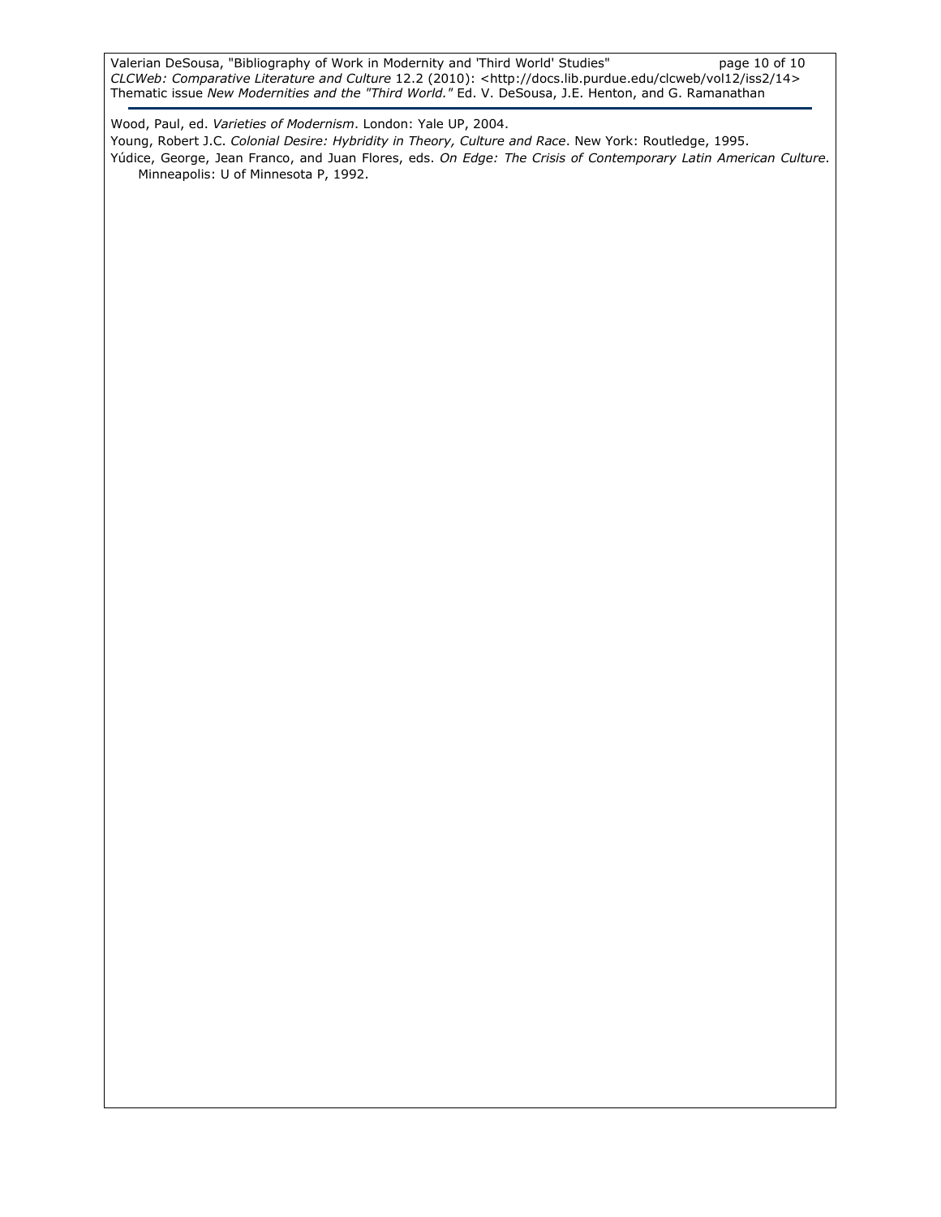Wood, Paul, ed. *Varieties of Modernism*. London: Yale UP, 2004.

Young, Robert J.C. *Colonial Desire: Hybridity in Theory, Culture and Race*. New York: Routledge, 1995.

Yúdice, George, Jean Franco, and Juan Flores, eds. *On Edge: The Crisis of Contemporary Latin American Culture.* Minneapolis: U of Minnesota P, 1992.